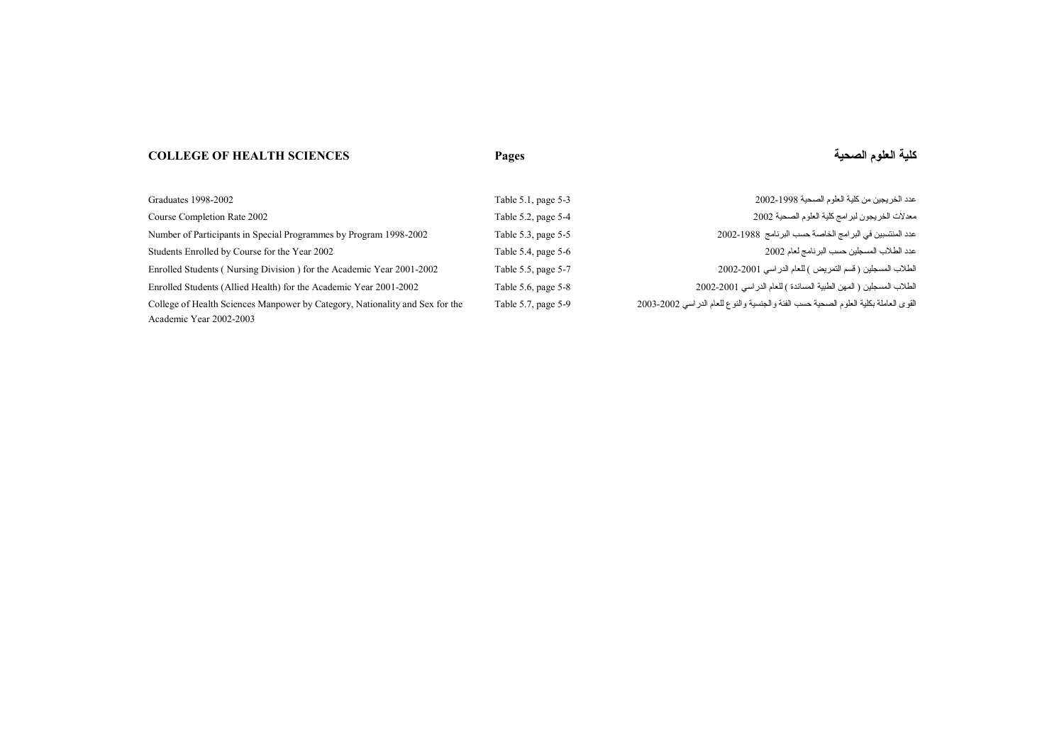| COLLEGE OF HEALTH SCIENCES | Pages | كلية العلوم الصحية |
| --- | --- | --- |
| Graduates 1998-2002 | Table 5.1, page 5-3 | عدد الخريجين من كلية العلوم الصحية 1998-2002 |
| Course Completion Rate 2002 | Table 5.2, page 5-4 | معدلات الخريجون لبرامج كلية العلوم الصحية 2002 |
| Number of Participants in Special Programmes by Program 1998-2002 | Table 5.3, page 5-5 | عدد المنتسبين في البرامج الخاصة حسب البرنامج 1988-2002 |
| Students Enrolled by Course for the Year 2002 | Table 5.4, page 5-6 | عدد الطلاب المسجلين حسب البرنامج لعام 2002 |
| Enrolled Students ( Nursing Division ) for the Academic Year 2001-2002 | Table 5.5, page 5-7 | الطلاب المسجلين ( قسم التمريض ) للعام الدراسي 2001-2002 |
| Enrolled Students (Allied Health) for the Academic Year 2001-2002 | Table 5.6, page 5-8 | الطلاب المسجلين ( المهن الطبية المساندة ) للعام الدراسي 2001-2002 |
| College of Health Sciences Manpower by Category, Nationality and Sex for the Academic Year 2002-2003 | Table 5.7, page 5-9 | القوى العاملة بكلية العلوم الصحية حسب الفئة والجنسية والنوع للعام الدراسي 2002-2003 |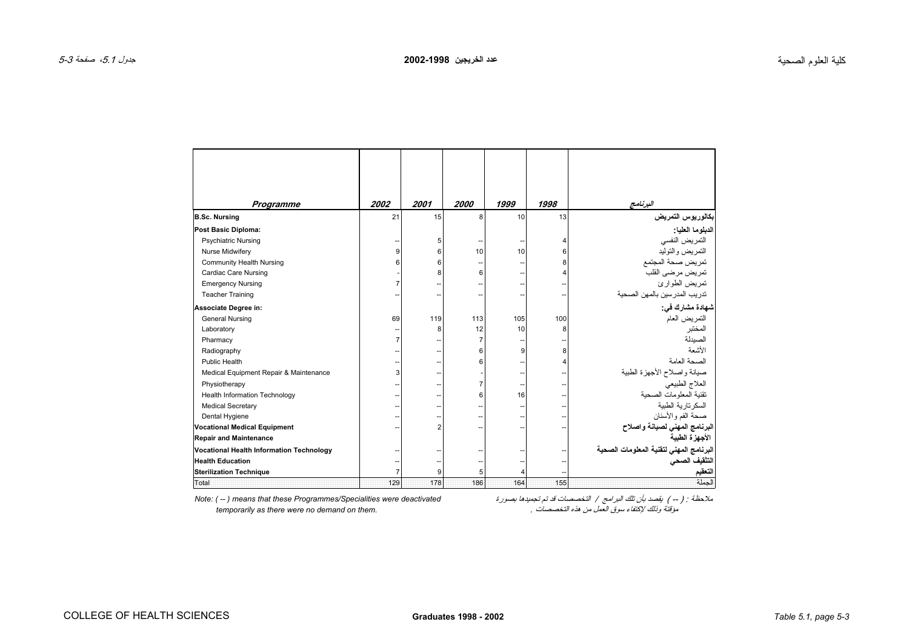## عدد الخريجين 1998-2002

| Programme | 2002 | 2001 | 2000 | 1999 | 1998 | البرنامج |
|---|---|---|---|---|---|---|
| **B.Sc. Nursing** | 21 | 15 | 8 | 10 | 13 | **بكالوريوس التمريض** |
| **Post Basic Diploma:** | | | | | | **الدبلوما العليا:** |
| Psychiatric Nursing | -- | 5 | -- | -- | 4 | التمريض النفسي |
| Nurse Midwifery | 9 | 6 | 10 | 10 | 6 | التمريض والتوليد |
| Community Health Nursing | 6 | 6 | -- | -- | 8 | تمريض صحة المجتمع |
| Cardiac Care Nursing | - | 8 | 6 | -- | 4 | تمريض مرضى القلب |
| Emergency Nursing | 7 | -- | -- | -- | -- | تمريض الطوارئ |
| Teacher Training | -- | -- | -- | -- | -- | تدريب المدرسين بالمهن الصحية |
| **Associate Degree in:** | | | | | | **شهادة مشارك في:** |
| General Nursing | 69 | 119 | 113 | 105 | 100 | التمريض العام |
| Laboratory | -- | 8 | 12 | 10 | 8 | المختبر |
| Pharmacy | 7 | -- | 7 | -- | -- | الصيدلة |
| Radiography | -- | -- | 6 | 9 | 8 | الأشعة |
| Public Health | -- | -- | 6 | -- | 4 | الصحة العامة |
| Medical Equipment Repair & Maintenance | 3 | -- | - | -- | -- | صيانة واصلاح الأجهزة الطبية |
| Physiotherapy | -- | -- | 7 | -- | -- | العلاج الطبيعي |
| Health Information Technology | -- | -- | 6 | 16 | -- | تقنية المعلومات الصحية |
| Medical Secretary | -- | -- | -- | -- | -- | السكرتارية الطبية |
| Dental Hygiene | -- | -- | -- | -- | -- | صحة الفم والأسنان |
| **Vocational Medical Equipment Repair and Maintenance** | -- | 2 | -- | -- | -- | **البرنامج المهني لصيانة واصلاح الأجهزة الطبية** |
| **Vocational Health Information Technology** | -- | -- | -- | -- | -- | **البرنامج المهني لتقنية المعلومات الصحية** |
| **Health Education** | -- | -- | -- | -- | -- | **التثقيف الصحي** |
| **Sterilization Technique** | 7 | 9 | 5 | 4 | -- | **التعقيم** |
| Total | 129 | 178 | 186 | 164 | 155 | الجملة |

*Note: ( -- ) means that these Programmes/Specialities were deactivated temporarily as there were no demand on them.*

*ملاحظة : ( -- ) يقصد بأن تلك البرامج / التخصصات قد تم تجميدها بصورة مؤقتة وذلك لإكتفاء سوق العمل من هذه التخصصات .*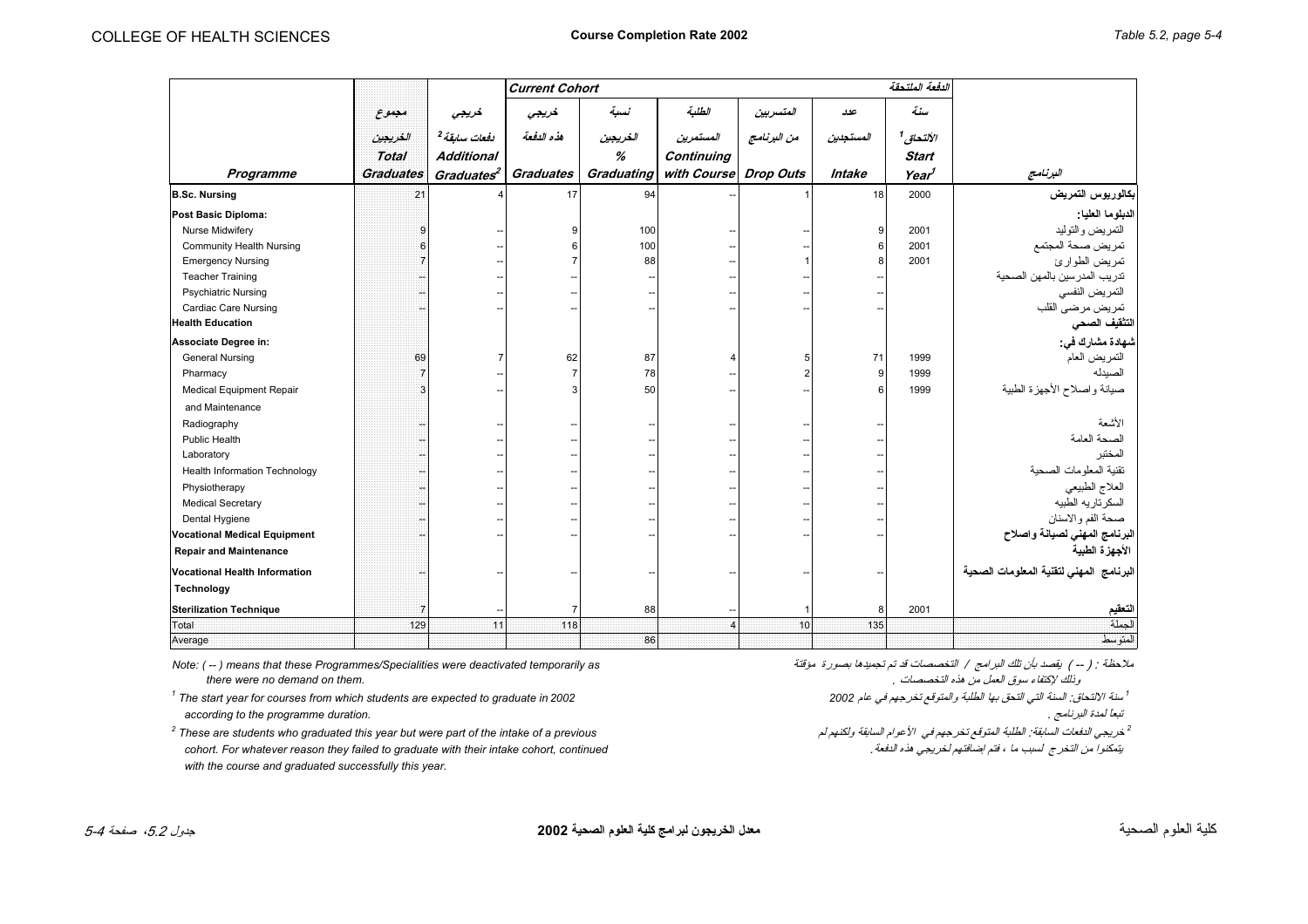| Programme | مجموع الخريجين Total Graduates | خريجي دفعات سابقة [2] Additional Graduates[2] | Current Cohort خريجي هذه الدفعة Graduates | نسبة الخريجين % Graduating | الطلبة المستمرين Continuing with Course | المتسربين من البرنامج Drop Outs | عدد المستجدين Intake | الدفعة الملتحقة سنة الألتحاق [1] Start Year[1] | البرنامج |
|---|---|---|---|---|---|---|---|---|---|
| **B.Sc. Nursing** | 21 | 4 | 17 | 94 | -- | 1 | 18 | 2000 | **بكالوريوس التمريض** |
| **Post Basic Diploma:** | | | | | | | | | **الدبلوما العليا:** |
| Nurse Midwifery | 9 | -- | 9 | 100 | -- | -- | 9 | 2001 | التمريض والتوليد |
| Community Health Nursing | 6 | -- | 6 | 100 | -- | -- | 6 | 2001 | تمريض صحة المجتمع |
| Emergency Nursing | 7 | -- | 7 | 88 | -- | 1 | 8 | 2001 | تمريض الطوارئ |
| Teacher Training | -- | -- | -- | -- | -- | -- | -- | | تدريب المدرسين بالمهن الصحية |
| Psychiatric Nursing | -- | -- | -- | -- | -- | -- | -- | | التمريض النفسي |
| Cardiac Care Nursing | -- | -- | -- | -- | -- | -- | -- | | تمريض مرضى القلب |
| **Health Education** | | | | | | | | | **التثقيف الصحي** |
| **Associate Degree in:** | | | | | | | | | **شهادة مشارك في:** |
| General Nursing | 69 | 7 | 62 | 87 | 4 | 5 | 71 | 1999 | التمريض العام |
| Pharmacy | 7 | -- | 7 | 78 | -- | 2 | 9 | 1999 | الصيدله |
| Medical Equipment Repair and Maintenance | 3 | -- | 3 | 50 | -- | -- | 6 | 1999 | صيانة واصلاح الأجهزة الطبية |
| Radiography | -- | -- | -- | -- | -- | -- | -- | | الأشعة |
| Public Health | -- | -- | -- | -- | -- | -- | -- | | الصحة العامة |
| Laboratory | -- | -- | -- | -- | -- | -- | -- | | المختبر |
| Health Information Technology | -- | -- | -- | -- | -- | -- | -- | | تقنية المعلومات الصحية |
| Physiotherapy | -- | -- | -- | -- | -- | -- | -- | | العلاج الطبيعي |
| Medical Secretary | -- | -- | -- | -- | -- | -- | -- | | السكرتاريه الطبيه |
| Dental Hygiene | -- | -- | -- | -- | -- | -- | -- | | صحة الفم والاسنان |
| **Vocational Medical Equipment Repair and Maintenance** | -- | -- | -- | -- | -- | -- | -- | | **البرنامج المهني لصيانة واصلاح الأجهزة الطبية** |
| **Vocational Health Information Technology** | -- | -- | -- | -- | -- | -- | -- | | **البرنامج المهني لتقنية المعلومات الصحية** |
| **Sterilization Technique** | 7 | -- | 7 | 88 | -- | 1 | 8 | 2001 | **التعقيم** |
| Total | 129 | 11 | 118 | | 4 | 10 | 135 | | الجملة |
| Average | | | | 86 | | | | | المتوسط |

Note: ( -- ) means that these Programmes/Specialities were deactivated temporarily as there were no demand on them.

ملاحظة : ( -- ) يقصد بأن تلك البرامج / التخصصات قد تم تجميدها بصورة مؤقتة وذلك لإكتفاء سوق العمل من هذه التخصصات .

[1] The start year for courses from which students are expected to graduate in 2002 according to the programme duration.

[1] سنة الالتحاق: السنة التي التحق بها الطلبة والمتوقع تخرجهم في عام 2002 تبعا لمدة البرنامج .

[2] These are students who graduated this year but were part of the intake of a previous cohort. For whatever reason they failed to graduate with their intake cohort, continued with the course and graduated successfully this year.

[2] خريجي الدفعات السابقة: الطلبة المتوقع تخرجهم في الأعوام السابقة ولكنهم لم يتمكنوا من التخرج لسبب ما ، فتم إضافتهم لخريجي هذه الدفعة.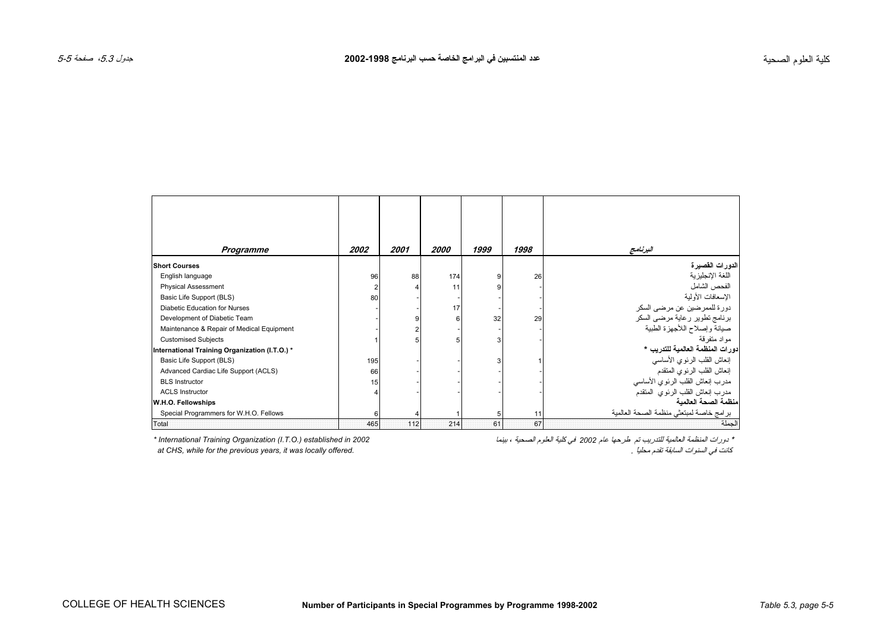# عدد المنتسبين في البرامج الخاصة حسب البرنامج 1998-2002

جدول 5.3، صفحة 5-5

| Programme | 2002 | 2001 | 2000 | 1999 | 1998 | البرنامج |
|---|---|---|---|---|---|---|
| **Short Courses** | | | | | | **الدورات القصيرة** |
| English language | 96 | 88 | 174 | 9 | 26 | اللغة الإنجليزية |
| Physical Assessment | 2 | 4 | 11 | 9 | - | الفحص الشامل |
| Basic Life Support (BLS) | 80 | - | - | - | - | الإسعافات الأولية |
| Diabetic Education for Nurses | - | - | 17 | - | - | دورة للممرضين عن مرضى السكر |
| Development of Diabetic Team | - | 9 | 6 | 32 | 29 | برنامج تطوير رعاية مرضى السكر |
| Maintenance & Repair of Medical Equipment | - | 2 | - | - | - | صيانة وإصلاح اللأجهزة الطبية |
| Customised Subjects | 1 | 5 | 5 | 3 | - | مواد متفرقة |
| **International Training Organization (I.T.O.) *** | | | | | | **دورات المنظمة العالمية للتدريب *** |
| Basic Life Support (BLS) | 195 | - | - | 3 | 1 | إنعاش القلب الرئوي الأساسي |
| Advanced Cardiac Life Support (ACLS) | 66 | - | - | - | - | إنعاش القلب الرئوي المتقدم |
| BLS Instructor | 15 | - | - | - | - | مدرب إنعاش القلب الرئوي الأساسي |
| ACLS Instructor | 4 | - | - | - | - | مدرب إنعاش القلب الرئوي المتقدم |
| **W.H.O. Fellowships** | | | | | | **منظمة الصحة العالمية** |
| Special Programmers for W.H.O. Fellows | 6 | 4 | 1 | 5 | 11 | برامج خاصة لمبتعثي منظمة الصحة العالمية |
| Total | 465 | 112 | 214 | 61 | 67 | الجملة |

*\* International Training Organization (I.T.O.) established in 2002 at CHS, while for the previous years, it was locally offered.*

*\* دورات المنظمة العالمية للتدريب تم طرحها عام 2002 في كلية العلوم الصحية ، بينما كانت في السنوات السابقة تقدم محلياً .*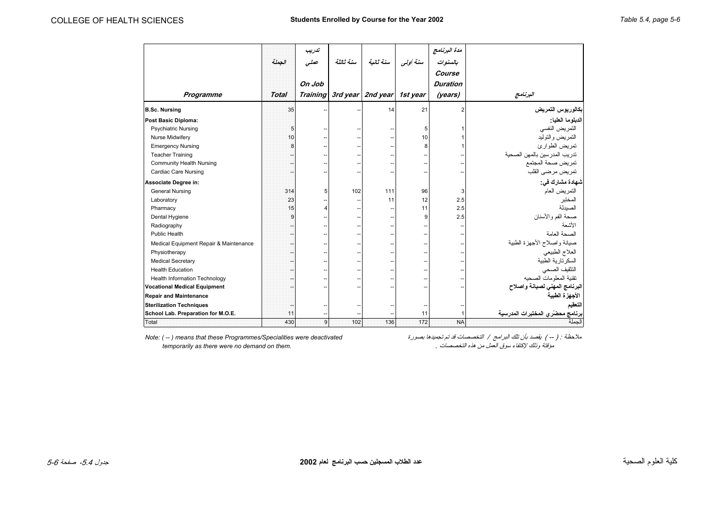# Students Enrolled by Course for the Year 2002

| Programme | الجملة Total | تدريب عملي On Job Training | سنة ثالثة 3rd year | سنة ثانية 2nd year | سنة أولى 1st year | مدة البرنامج بالسنوات Course Duration (years) | البرنامج |
|---|---|---|---|---|---|---|---|
| **B.Sc. Nursing** | 35 | -- | -- | 14 | 21 | 2 | **بكالوريوس التمريض** |
| **Post Basic Diploma:** | | | | | | | **الدبلوما العليا:** |
| Psychiatric Nursing | 5 | -- | -- | -- | 5 | 1 | التمريض النفسي |
| Nurse Midwifery | 10 | -- | -- | -- | 10 | 1 | التمريض والتوليد |
| Emergency Nursing | 8 | -- | -- | -- | 8 | 1 | تمريض الطوارئ |
| Teacher Training | -- | -- | -- | -- | -- | -- | تدريب المدرسين بالمهن الصحية |
| Community Health Nursing | -- | -- | -- | -- | -- | -- | تمريض صحة المجتمع |
| Cardiac Care Nursing | -- | -- | -- | -- | -- | -- | تمريض مرضى القلب |
| **Associate Degree in:** | | | | | | | **شهادة مشارك في:** |
| General Nursing | 314 | 5 | 102 | 111 | 96 | 3 | التمريض العام |
| Laboratory | 23 | -- | -- | 11 | 12 | 2.5 | المختبر |
| Pharmacy | 15 | 4 | -- | -- | 11 | 2.5 | الصيدلة |
| Dental Hygiene | 9 | -- | -- | -- | 9 | 2.5 | صحة الفم والأسنان |
| Radiography | -- | -- | -- | -- | -- | -- | الأشعة |
| Public Health | -- | -- | -- | -- | -- | -- | الصحة العامة |
| Medical Equipment Repair & Maintenance | -- | -- | -- | -- | -- | -- | صيانة واصلاح الأجهزة الطبية |
| Physiotherapy | -- | -- | -- | -- | -- | -- | العلاج الطبيعي |
| Medical Secretary | -- | -- | -- | -- | -- | -- | السكرتارية الطبية |
| Health Education | -- | -- | -- | -- | -- | -- | التثقيف الصحي |
| Health Information Technology | -- | -- | -- | -- | -- | -- | تقنية المعلومات الصحيه |
| **Vocational Medical Equipment Repair and Maintenance** | -- | -- | -- | -- | -- | -- | **البرنامج المهني لصيانة واصلاح الأجهزة الطبية** |
| **Sterilization Techniques** | -- | -- | -- | -- | -- | -- | **التعقيم** |
| **School Lab. Preparation for M.O.E.** | 11 | -- | -- | -- | 11 | 1 | **برنامج محضّري المختبرات المدرسية** |
| Total | 430 | 9 | 102 | 136 | 172 | NA | الجملة |

*Note: ( -- ) means that these Programmes/Specialities were deactivated temporarily as there were no demand on them.*

*ملاحظة : ( -- ) يقصد بأن تلك البرامج / التخصصات قد تم تجميدها بصورة مؤقتة وذلك لإكتفاء سوق العمل من هذه التخصصات .*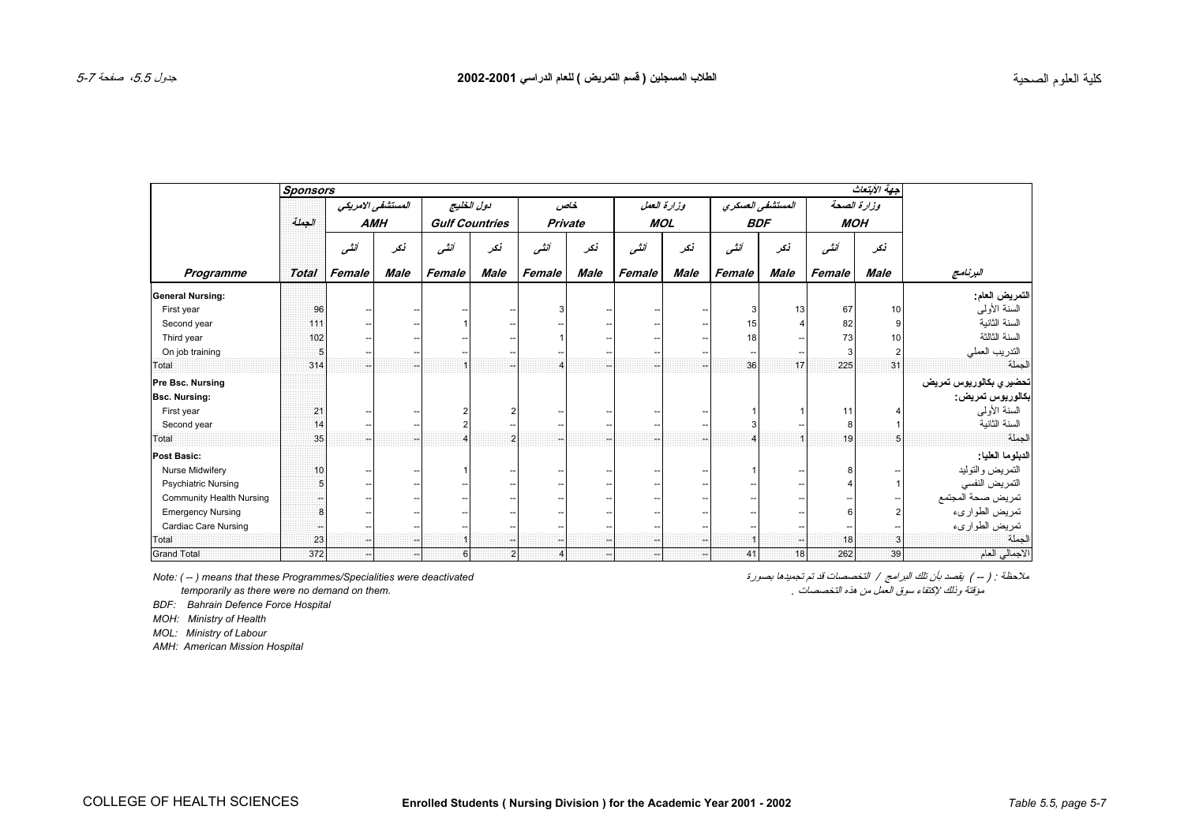# الطلاب المسجلين ( قسم التمريض ) للعام الدراسي 2001-2002

## Enrolled Students ( Nursing Division ) for the Academic Year 2001 - 2002

كلية العلوم الصحية — COLLEGE OF HEALTH SCIENCES

جدول 5.5، صفحة 5-7 — Table 5.5, page 5-7

| | Sponsors | | | | | | | | | | | | | جهة الابتعاث | |
|---|---|---|---|---|---|---|---|---|---|---|---|---|---|---|---|
| | الجملة | المستشفى الامريكي AMH | | دول الخليج Gulf Countries | | خاص Private | | وزارة العمل MOL | | المستشفى العسكري BDF | | وزارة الصحة MOH | | |
| | | أنثى | ذكر | أنثى | ذكر | أنثى | ذكر | أنثى | ذكر | أنثى | ذكر | أنثى | ذكر | |
| **Programme** | **Total** | **Female** | **Male** | **Female** | **Male** | **Female** | **Male** | **Female** | **Male** | **Female** | **Male** | **Female** | **Male** | **البرنامج** |
| **General Nursing:** | | | | | | | | | | | | | | **التمريض العام:** |
| First year | 96 | -- | -- | -- | -- | 3 | -- | -- | -- | 3 | 13 | 67 | 10 | السنة الأولى |
| Second year | 111 | -- | -- | 1 | -- | -- | -- | -- | -- | 15 | 4 | 82 | 9 | السنة الثانية |
| Third year | 102 | -- | -- | -- | -- | 1 | -- | -- | -- | 18 | -- | 73 | 10 | السنة الثالثة |
| On job training | 5 | -- | -- | -- | -- | -- | -- | -- | -- | -- | -- | 3 | 2 | التدريب العملي |
| Total | 314 | -- | -- | 1 | -- | 4 | -- | -- | -- | 36 | 17 | 225 | 31 | الجملة |
| **Pre Bsc. Nursing** | | | | | | | | | | | | | | **تحضيري بكالوريوس تمريض** |
| **Bsc. Nursing:** | | | | | | | | | | | | | | **بكالوريوس تمريض:** |
| First year | 21 | -- | -- | 2 | 2 | -- | -- | -- | -- | 1 | 1 | 11 | 4 | السنة الأولى |
| Second year | 14 | -- | -- | 2 | -- | -- | -- | -- | -- | 3 | -- | 8 | 1 | السنة الثانية |
| Total | 35 | -- | -- | 4 | 2 | -- | -- | -- | -- | 4 | 1 | 19 | 5 | الجملة |
| **Post Basic:** | | | | | | | | | | | | | | **الدبلوما العليا:** |
| Nurse Midwifery | 10 | -- | -- | 1 | -- | -- | -- | -- | -- | 1 | -- | 8 | -- | التمريض والتوليد |
| Psychiatric Nursing | 5 | -- | -- | -- | -- | -- | -- | -- | -- | -- | -- | 4 | 1 | التمريض النفسي |
| Community Health Nursing | -- | -- | -- | -- | -- | -- | -- | -- | -- | -- | -- | -- | -- | تمريض صحة المجتمع |
| Emergency Nursing | 8 | -- | -- | -- | -- | -- | -- | -- | -- | -- | -- | 6 | 2 | تمريض الطوارىء |
| Cardiac Care Nursing | -- | -- | -- | -- | -- | -- | -- | -- | -- | -- | -- | -- | -- | تمريض الطوارىء |
| Total | 23 | -- | -- | 1 | -- | -- | -- | -- | -- | 1 | -- | 18 | 3 | الجملة |
| Grand Total | 372 | -- | -- | 6 | 2 | 4 | -- | -- | -- | 41 | 18 | 262 | 39 | الاجمالي العام |

*Note: ( -- ) means that these Programmes/Specialities were deactivated temporarily as there were no demand on them.*

*ملاحظة : ( -- ) يقصد بأن تلك البرامج / التخصصات قد تم تجميدها بصورة مؤقتة وذلك لإكتفاء سوق العمل من هذه التخصصات .*

*BDF: Bahrain Defence Force Hospital*

*MOH: Ministry of Health*

*MOL: Ministry of Labour*

*AMH: American Mission Hospital*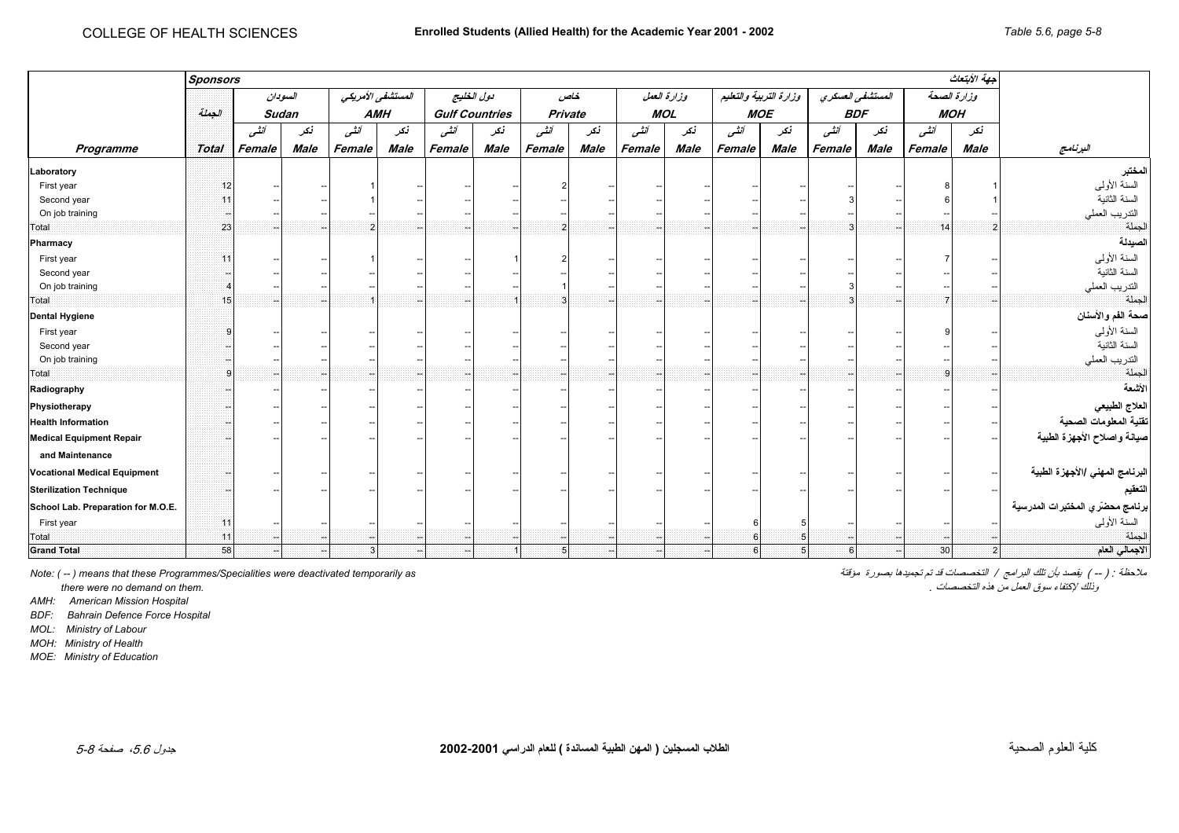COLLEGE OF HEALTH SCIENCES

**Enrolled Students (Allied Health) for the Academic Year 2001 - 2002**

*Table 5.6, page 5-8*

| | Sponsors | | | | | | | | | | | | | | | | | جهة الأبتعاث | |
|---|---|---|---|---|---|---|---|---|---|---|---|---|---|---|---|---|---|---|---|
| | الجملة | السودان Sudan | | المستشفى الأمريكي AMH | | دول الخليج Gulf Countries | | خاص Private | | وزارة العمل MOL | | وزارة التربية والتعليم MOE | | المستشفى العسكري BDF | | وزارة الصحة MOH | | |
| | | أنثى | ذكر | أنثى | ذكر | أنثى | ذكر | أنثى | ذكر | أنثى | ذكر | أنثى | ذكر | أنثى | ذكر | أنثى | ذكر | |
| **Programme** | **Total** | **Female** | **Male** | **Female** | **Male** | **Female** | **Male** | **Female** | **Male** | **Female** | **Male** | **Female** | **Male** | **Female** | **Male** | **Female** | **Male** | **البرنامج** |
| **Laboratory** | | | | | | | | | | | | | | | | | | **المختبر** |
| First year | 12 | -- | -- | 1 | -- | -- | -- | 2 | -- | -- | -- | -- | -- | -- | -- | 8 | 1 | السنة الأولى |
| Second year | 11 | -- | -- | 1 | -- | -- | -- | -- | -- | -- | -- | -- | -- | 3 | -- | 6 | 1 | السنة الثانية |
| On job training | -- | -- | -- | -- | -- | -- | -- | -- | -- | -- | -- | -- | -- | -- | -- | -- | -- | التدريب العملي |
| Total | 23 | -- | -- | 2 | -- | -- | -- | 2 | -- | -- | -- | -- | -- | 3 | -- | 14 | 2 | الجملة |
| **Pharmacy** | | | | | | | | | | | | | | | | | | **الصيدلة** |
| First year | 11 | -- | -- | 1 | -- | -- | 1 | 2 | -- | -- | -- | -- | -- | -- | -- | 7 | -- | السنة الأولى |
| Second year | -- | -- | -- | -- | -- | -- | -- | -- | -- | -- | -- | -- | -- | -- | -- | -- | -- | السنة الثانية |
| On job training | 4 | -- | -- | -- | -- | -- | -- | 1 | -- | -- | -- | -- | -- | 3 | -- | -- | -- | التدريب العملي |
| Total | 15 | -- | -- | 1 | -- | -- | 1 | 3 | -- | -- | -- | -- | -- | 3 | -- | 7 | -- | الجملة |
| **Dental Hygiene** | | | | | | | | | | | | | | | | | | **صحة الفم والأسنان** |
| First year | 9 | -- | -- | -- | -- | -- | -- | -- | -- | -- | -- | -- | -- | -- | -- | 9 | -- | السنة الأولى |
| Second year | -- | -- | -- | -- | -- | -- | -- | -- | -- | -- | -- | -- | -- | -- | -- | -- | -- | السنة الثانية |
| On job training | -- | -- | -- | -- | -- | -- | -- | -- | -- | -- | -- | -- | -- | -- | -- | -- | -- | التدريب العملي |
| Total | 9 | -- | -- | -- | -- | -- | -- | -- | -- | -- | -- | -- | -- | -- | -- | 9 | -- | الجملة |
| **Radiography** | -- | -- | -- | -- | -- | -- | -- | -- | -- | -- | -- | -- | -- | -- | -- | -- | -- | **الأشعة** |
| **Physiotherapy** | -- | -- | -- | -- | -- | -- | -- | -- | -- | -- | -- | -- | -- | -- | -- | -- | -- | **العلاج الطبيعي** |
| **Health Information** | -- | -- | -- | -- | -- | -- | -- | -- | -- | -- | -- | -- | -- | -- | -- | -- | -- | **تقنية المعلومات الصحية** |
| **Medical Equipment Repair and Maintenance** | -- | -- | -- | -- | -- | -- | -- | -- | -- | -- | -- | -- | -- | -- | -- | -- | -- | **صيانة واصلاح الأجهزة الطبية** |
| **Vocational Medical Equipment** | -- | -- | -- | -- | -- | -- | -- | -- | -- | -- | -- | -- | -- | -- | -- | -- | -- | **البرنامج المهني /الأجهزة الطبية** |
| **Sterilization Technique** | -- | -- | -- | -- | -- | -- | -- | -- | -- | -- | -- | -- | -- | -- | -- | -- | -- | **التعقيم** |
| **School Lab. Preparation for M.O.E.** | | | | | | | | | | | | | | | | | | **برنامج محضّري المختبرات المدرسية** |
| First year | 11 | -- | -- | -- | -- | -- | -- | -- | -- | -- | -- | 6 | 5 | -- | -- | -- | -- | السنة الأولى |
| Total | 11 | -- | -- | -- | -- | -- | -- | -- | -- | -- | -- | 6 | 5 | -- | -- | -- | -- | الجملة |
| **Grand Total** | 58 | -- | -- | 3 | -- | -- | 1 | 5 | -- | -- | -- | 6 | 5 | 6 | -- | 30 | 2 | **الاجمالي العام** |

*Note: ( -- ) means that these Programmes/Specialities were deactivated temporarily as there were no demand on them.*

ملاحظة : ( -- ) يقصد بأن تلك البرامج / التخصصات قد تم تجميدها بصورة مؤقتة وذلك لإكتفاء سوق العمل من هذه التخصصات .

*AMH: American Mission Hospital*

*BDF: Bahrain Defence Force Hospital*

*MOL: Ministry of Labour*

*MOH: Ministry of Health*

*MOE: Ministry of Education*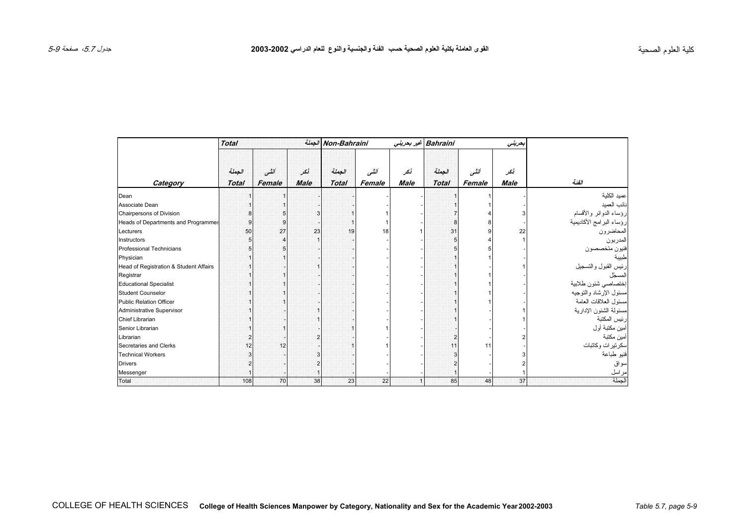# القوى العاملة بكلية العلوم الصحية حسب الفئة والجنسية والنوع للعام الدراسي 2002-2003

| | Total | | الجملة | Non-Bahraini | | غير بحريني | Bahraini | | بحريني | |
|---|---|---|---|---|---|---|---|---|---|---|
| | الجملة | أنثى | ذكر | الجملة | أنثى | ذكر | الجملة | أنثى | ذكر | |
| **Category** | **Total** | **Female** | **Male** | **Total** | **Female** | **Male** | **Total** | **Female** | **Male** | **الفئة** |
| Dean | 1 | 1 | - | - | - | - | 1 | 1 | - | عميد الكلية |
| Associate Dean | 1 | 1 | - | - | - | - | 1 | 1 | - | نائب العميد |
| Chairpersons of Division | 8 | 5 | 3 | 1 | 1 | - | 7 | 4 | 3 | رؤساء الدوائر والأقسام |
| Heads of Departments and Programmes | 9 | 9 | - | 1 | 1 | - | 8 | 8 | - | رؤساء البرامج الأكاديمية |
| Lecturers | 50 | 27 | 23 | 19 | 18 | 1 | 31 | 9 | 22 | المحاضرون |
| Instructors | 5 | 4 | 1 | - | - | - | 5 | 4 | 1 | المدربون |
| Professional Technicians | 5 | 5 | - | - | - | - | 5 | 5 | - | فنيون متخصصون |
| Physician | 1 | 1 | - | - | - | - | 1 | 1 | - | طبيبة |
| Head of Registration & Student Affairs | 1 | - | 1 | - | - | - | 1 | - | 1 | رئيس القبول والتسجيل |
| Registrar | 1 | 1 | - | - | - | - | 1 | 1 | - | المسجّل |
| Educational Specialist | 1 | 1 | - | - | - | - | 1 | 1 | - | إختصاصي شئون طلابية |
| Student Counselor | 1 | 1 | - | - | - | - | 1 | 1 | - | مسئول الإرشاد والتوجيه |
| Public Relation Officer | 1 | 1 | - | - | - | - | 1 | 1 | - | مسئول العلاقات العامة |
| Administrative Supervisor | 1 | - | 1 | - | - | - | 1 | - | 1 | مسئولة الشئون الإدارية |
| Chief Librarian | 1 | - | 1 | - | - | - | 1 | - | 1 | رئيس المكتبة |
| Senior Librarian | 1 | 1 | - | 1 | 1 | - | - | - | - | أمين مكتبة أول |
| Librarian | 2 | - | 2 | - | - | - | 2 | - | 2 | أمين مكتبة |
| Secretaries and Clerks | 12 | 12 | - | 1 | 1 | - | 11 | 11 | - | سكرتيرات وكاتبات |
| Technical Workers | 3 | - | 3 | - | - | - | 3 | - | 3 | فنيو طباعة |
| Drivers | 2 | - | 2 | - | - | - | 2 | - | 2 | سواق |
| Messenger | 1 | - | 1 | - | - | - | 1 | - | 1 | مراسل |
| Total | 108 | 70 | 38 | 23 | 22 | 1 | 85 | 48 | 37 | الجملة |

College of Health Sciences Manpower by Category, Nationality and Sex for the Academic Year 2002-2003